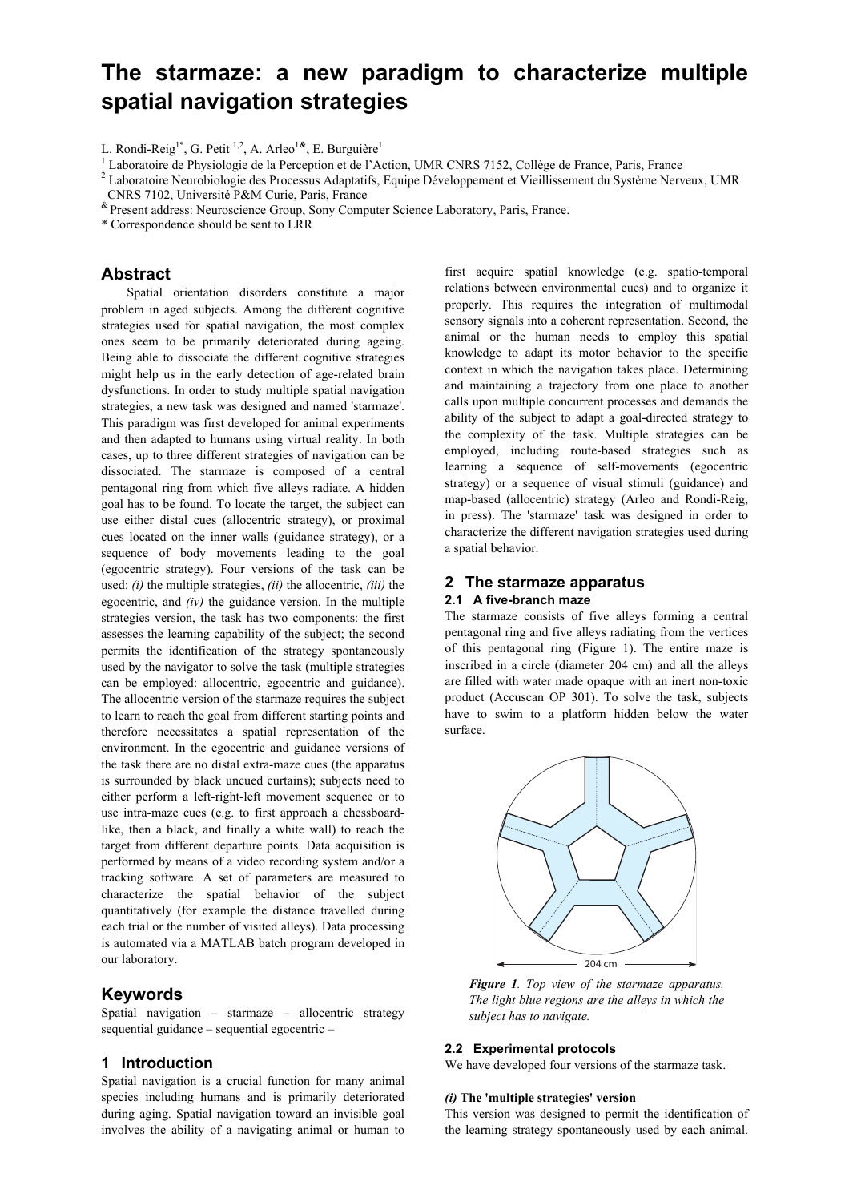# The starmaze: a new paradigm to characterize multiple spatial navigation strategies

L. Rondi-Reig[1*], G. Petit [1,2], A. Arleo[1&], E. Burguière[1]

[1] Laboratoire de Physiologie de la Perception et de l'Action, UMR CNRS 7152, Collège de France, Paris, France

[2] Laboratoire Neurobiologie des Processus Adaptatifs, Equipe Développement et Vieillissement du Système Nerveux, UMR CNRS 7102, Université P&M Curie, Paris, France

[&] Present address: Neuroscience Group, Sony Computer Science Laboratory, Paris, France.

* Correspondence should be sent to LRR

## Abstract

Spatial orientation disorders constitute a major problem in aged subjects. Among the different cognitive strategies used for spatial navigation, the most complex ones seem to be primarily deteriorated during ageing. Being able to dissociate the different cognitive strategies might help us in the early detection of age-related brain dysfunctions. In order to study multiple spatial navigation strategies, a new task was designed and named 'starmaze'. This paradigm was first developed for animal experiments and then adapted to humans using virtual reality. In both cases, up to three different strategies of navigation can be dissociated. The starmaze is composed of a central pentagonal ring from which five alleys radiate. A hidden goal has to be found. To locate the target, the subject can use either distal cues (allocentric strategy), or proximal cues located on the inner walls (guidance strategy), or a sequence of body movements leading to the goal (egocentric strategy). Four versions of the task can be used: *(i)* the multiple strategies, *(ii)* the allocentric, *(iii)* the egocentric, and *(iv)* the guidance version. In the multiple strategies version, the task has two components: the first assesses the learning capability of the subject; the second permits the identification of the strategy spontaneously used by the navigator to solve the task (multiple strategies can be employed: allocentric, egocentric and guidance). The allocentric version of the starmaze requires the subject to learn to reach the goal from different starting points and therefore necessitates a spatial representation of the environment. In the egocentric and guidance versions of the task there are no distal extra-maze cues (the apparatus is surrounded by black uncued curtains); subjects need to either perform a left-right-left movement sequence or to use intra-maze cues (e.g. to first approach a chessboard-like, then a black, and finally a white wall) to reach the target from different departure points. Data acquisition is performed by means of a video recording system and/or a tracking software. A set of parameters are measured to characterize the spatial behavior of the subject quantitatively (for example the distance travelled during each trial or the number of visited alleys). Data processing is automated via a MATLAB batch program developed in our laboratory.

## Keywords

Spatial navigation – starmaze – allocentric strategy sequential guidance – sequential egocentric –

## 1 Introduction

Spatial navigation is a crucial function for many animal species including humans and is primarily deteriorated during aging. Spatial navigation toward an invisible goal involves the ability of a navigating animal or human to first acquire spatial knowledge (e.g. spatio-temporal relations between environmental cues) and to organize it properly. This requires the integration of multimodal sensory signals into a coherent representation. Second, the animal or the human needs to employ this spatial knowledge to adapt its motor behavior to the specific context in which the navigation takes place. Determining and maintaining a trajectory from one place to another calls upon multiple concurrent processes and demands the ability of the subject to adapt a goal-directed strategy to the complexity of the task. Multiple strategies can be employed, including route-based strategies such as learning a sequence of self-movements (egocentric strategy) or a sequence of visual stimuli (guidance) and map-based (allocentric) strategy (Arleo and Rondi-Reig, in press). The 'starmaze' task was designed in order to characterize the different navigation strategies used during a spatial behavior.

## 2 The starmaze apparatus

### 2.1 A five-branch maze

The starmaze consists of five alleys forming a central pentagonal ring and five alleys radiating from the vertices of this pentagonal ring (Figure 1). The entire maze is inscribed in a circle (diameter 204 cm) and all the alleys are filled with water made opaque with an inert non-toxic product (Accuscan OP 301). To solve the task, subjects have to swim to a platform hidden below the water surface.

204 cm

***Figure 1**. Top view of the starmaze apparatus. The light blue regions are the alleys in which the subject has to navigate.*

### 2.2 Experimental protocols

We have developed four versions of the starmaze task.

***(i)* The 'multiple strategies' version**

This version was designed to permit the identification of the learning strategy spontaneously used by each animal.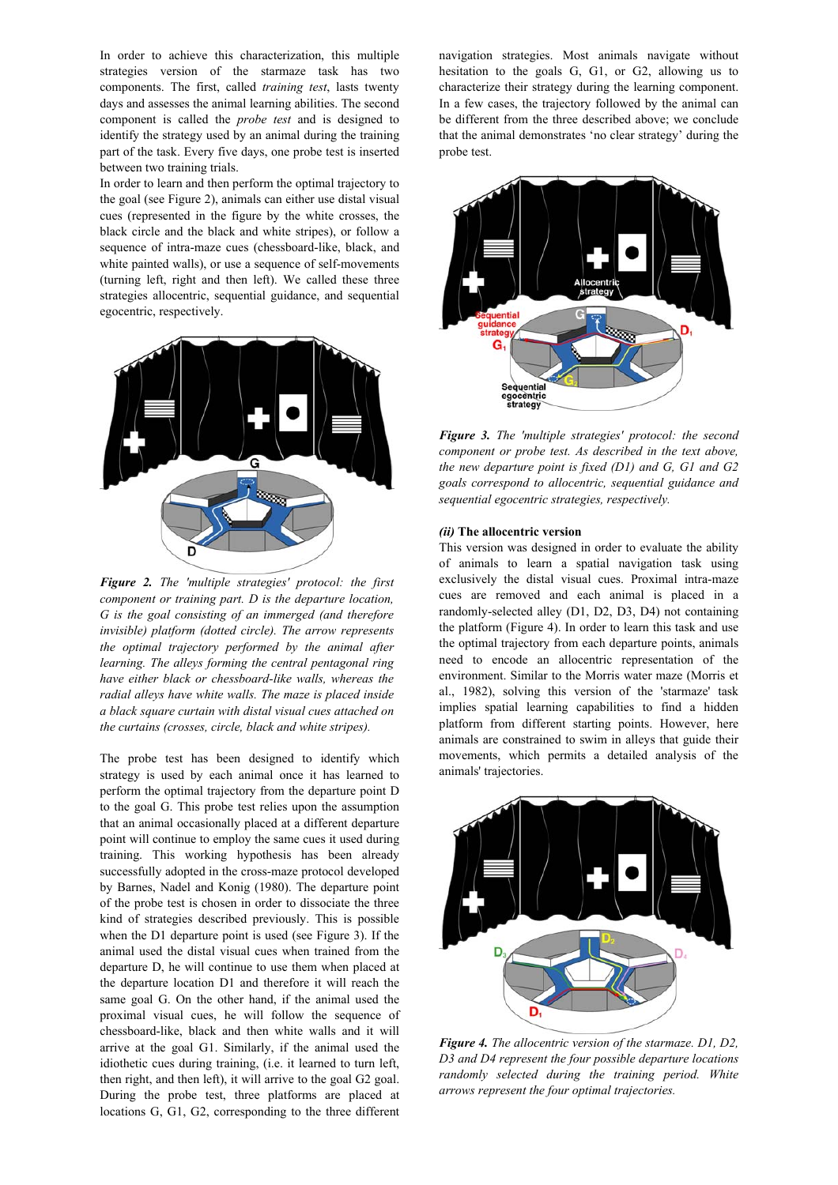In order to achieve this characterization, this multiple strategies version of the starmaze task has two components. The first, called *training test*, lasts twenty days and assesses the animal learning abilities. The second component is called the *probe test* and is designed to identify the strategy used by an animal during the training part of the task. Every five days, one probe test is inserted between two training trials.

In order to learn and then perform the optimal trajectory to the goal (see Figure 2), animals can either use distal visual cues (represented in the figure by the white crosses, the black circle and the black and white stripes), or follow a sequence of intra-maze cues (chessboard-like, black, and white painted walls), or use a sequence of self-movements (turning left, right and then left). We called these three strategies allocentric, sequential guidance, and sequential egocentric, respectively.

***Figure 2.*** *The 'multiple strategies' protocol: the first component or training part. D is the departure location, G is the goal consisting of an immerged (and therefore invisible) platform (dotted circle). The arrow represents the optimal trajectory performed by the animal after learning. The alleys forming the central pentagonal ring have either black or chessboard-like walls, whereas the radial alleys have white walls. The maze is placed inside a black square curtain with distal visual cues attached on the curtains (crosses, circle, black and white stripes).*

The probe test has been designed to identify which strategy is used by each animal once it has learned to perform the optimal trajectory from the departure point D to the goal G. This probe test relies upon the assumption that an animal occasionally placed at a different departure point will continue to employ the same cues it used during training. This working hypothesis has been already successfully adopted in the cross-maze protocol developed by Barnes, Nadel and Konig (1980). The departure point of the probe test is chosen in order to dissociate the three kind of strategies described previously. This is possible when the D1 departure point is used (see Figure 3). If the animal used the distal visual cues when trained from the departure D, he will continue to use them when placed at the departure location D1 and therefore it will reach the same goal G. On the other hand, if the animal used the proximal visual cues, he will follow the sequence of chessboard-like, black and then white walls and it will arrive at the goal G1. Similarly, if the animal used the idiothetic cues during training, (i.e. it learned to turn left, then right, and then left), it will arrive to the goal G2 goal. During the probe test, three platforms are placed at locations G, G1, G2, corresponding to the three different navigation strategies. Most animals navigate without hesitation to the goals G, G1, or G2, allowing us to characterize their strategy during the learning component. In a few cases, the trajectory followed by the animal can be different from the three described above; we conclude that the animal demonstrates 'no clear strategy' during the probe test.

***Figure 3.*** *The 'multiple strategies' protocol: the second component or probe test. As described in the text above, the new departure point is fixed (D1) and G, G1 and G2 goals correspond to allocentric, sequential guidance and sequential egocentric strategies, respectively.*

### *(ii)* The allocentric version

This version was designed in order to evaluate the ability of animals to learn a spatial navigation task using exclusively the distal visual cues. Proximal intra-maze cues are removed and each animal is placed in a randomly-selected alley (D1, D2, D3, D4) not containing the platform (Figure 4). In order to learn this task and use the optimal trajectory from each departure points, animals need to encode an allocentric representation of the environment. Similar to the Morris water maze (Morris et al., 1982), solving this version of the 'starmaze' task implies spatial learning capabilities to find a hidden platform from different starting points. However, here animals are constrained to swim in alleys that guide their movements, which permits a detailed analysis of the animals' trajectories.

***Figure 4.*** *The allocentric version of the starmaze. D1, D2, D3 and D4 represent the four possible departure locations randomly selected during the training period. White arrows represent the four optimal trajectories.*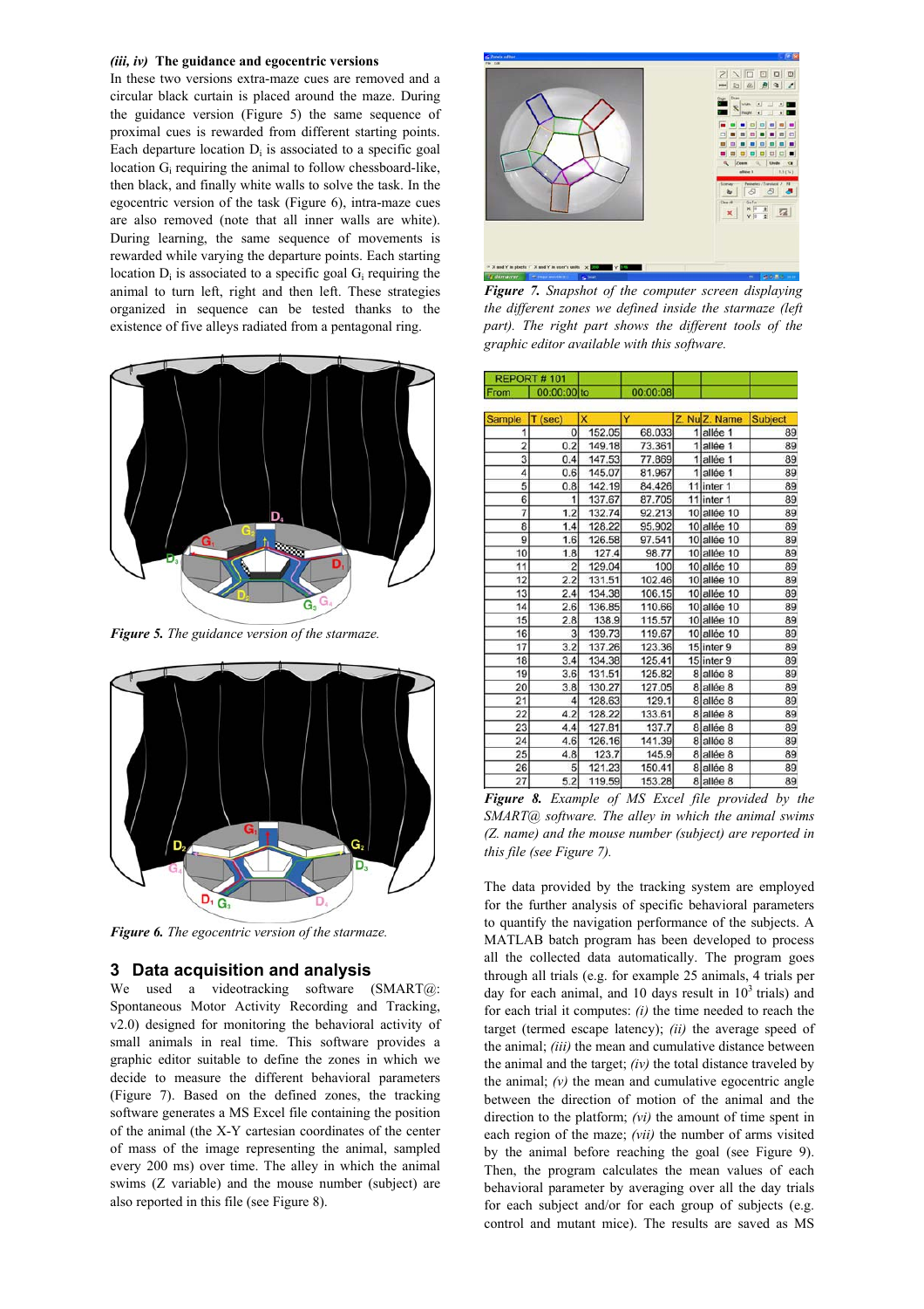***(iii, iv)*** **The guidance and egocentric versions**

In these two versions extra-maze cues are removed and a circular black curtain is placed around the maze. During the guidance version (Figure 5) the same sequence of proximal cues is rewarded from different starting points. Each departure location $D_i$ is associated to a specific goal location $G_i$ requiring the animal to follow chessboard-like, then black, and finally white walls to solve the task. In the egocentric version of the task (Figure 6), intra-maze cues are also removed (note that all inner walls are white). During learning, the same sequence of movements is rewarded while varying the departure points. Each starting location $D_i$ is associated to a specific goal $G_i$ requiring the animal to turn left, right and then left. These strategies organized in sequence can be tested thanks to the existence of five alleys radiated from a pentagonal ring.

***Figure 5.*** *The guidance version of the starmaze.*

***Figure 6.*** *The egocentric version of the starmaze.*

## 3 Data acquisition and analysis

We used a videotracking software (SMART@: Spontaneous Motor Activity Recording and Tracking, v2.0) designed for monitoring the behavioral activity of small animals in real time. This software provides a graphic editor suitable to define the zones in which we decide to measure the different behavioral parameters (Figure 7). Based on the defined zones, the tracking software generates a MS Excel file containing the position of the animal (the X-Y cartesian coordinates of the center of mass of the image representing the animal, sampled every 200 ms) over time. The alley in which the animal swims (Z variable) and the mouse number (subject) are also reported in this file (see Figure 8).

***Figure 7.*** *Snapshot of the computer screen displaying the different zones we defined inside the starmaze (left part). The right part shows the different tools of the graphic editor available with this software.*

| REPORT # 101 | | | | | | |
|---|---|---|---|---|---|---|
| From | 00:00:00 | to | 00:00:08 | | | |
| | | | | | | |
| Sample | T (sec) | X | Y | Z. Nu | Z. Name | Subject |
| 1 | 0 | 152.05 | 68.033 | 1 | allée 1 | 89 |
| 2 | 0.2 | 149.18 | 73.361 | 1 | allée 1 | 89 |
| 3 | 0.4 | 147.53 | 77.869 | 1 | allée 1 | 89 |
| 4 | 0.6 | 145.07 | 81.967 | 1 | allée 1 | 89 |
| 5 | 0.8 | 142.19 | 84.426 | 11 | inter 1 | 89 |
| 6 | 1 | 137.67 | 87.705 | 11 | inter 1 | 89 |
| 7 | 1.2 | 132.74 | 92.213 | 10 | allée 10 | 89 |
| 8 | 1.4 | 128.22 | 95.902 | 10 | allée 10 | 89 |
| 9 | 1.6 | 126.58 | 97.541 | 10 | allée 10 | 89 |
| 10 | 1.8 | 127.4 | 98.77 | 10 | allée 10 | 89 |
| 11 | 2 | 129.04 | 100 | 10 | allée 10 | 89 |
| 12 | 2.2 | 131.51 | 102.46 | 10 | allée 10 | 89 |
| 13 | 2.4 | 134.38 | 106.15 | 10 | allée 10 | 89 |
| 14 | 2.6 | 136.85 | 110.66 | 10 | allée 10 | 89 |
| 15 | 2.8 | 138.9 | 115.57 | 10 | allée 10 | 89 |
| 16 | 3 | 139.73 | 119.67 | 10 | allée 10 | 89 |
| 17 | 3.2 | 137.26 | 123.36 | 15 | inter 9 | 89 |
| 18 | 3.4 | 134.38 | 125.41 | 15 | inter 9 | 89 |
| 19 | 3.6 | 131.51 | 125.82 | 8 | allée 8 | 89 |
| 20 | 3.8 | 130.27 | 127.05 | 8 | allée 8 | 89 |
| 21 | 4 | 128.63 | 129.1 | 8 | allée 8 | 89 |
| 22 | 4.2 | 128.22 | 133.61 | 8 | allée 8 | 89 |
| 23 | 4.4 | 127.81 | 137.7 | 8 | allée 8 | 89 |
| 24 | 4.6 | 126.16 | 141.39 | 8 | allée 8 | 89 |
| 25 | 4.8 | 123.7 | 145.9 | 8 | allée 8 | 89 |
| 26 | 5 | 121.23 | 150.41 | 8 | allée 8 | 89 |
| 27 | 5.2 | 119.59 | 153.28 | 8 | allée 8 | 89 |

***Figure 8.*** *Example of MS Excel file provided by the SMART@ software. The alley in which the animal swims (Z. name) and the mouse number (subject) are reported in this file (see Figure 7).*

The data provided by the tracking system are employed for the further analysis of specific behavioral parameters to quantify the navigation performance of the subjects. A MATLAB batch program has been developed to process all the collected data automatically. The program goes through all trials (e.g. for example 25 animals, 4 trials per day for each animal, and 10 days result in $10^3$ trials) and for each trial it computes: *(i)* the time needed to reach the target (termed escape latency); *(ii)* the average speed of the animal; *(iii)* the mean and cumulative distance between the animal and the target; *(iv)* the total distance traveled by the animal; *(v)* the mean and cumulative egocentric angle between the direction of motion of the animal and the direction to the platform; *(vi)* the amount of time spent in each region of the maze; *(vii)* the number of arms visited by the animal before reaching the goal (see Figure 9). Then, the program calculates the mean values of each behavioral parameter by averaging over all the day trials for each subject and/or for each group of subjects (e.g. control and mutant mice). The results are saved as MS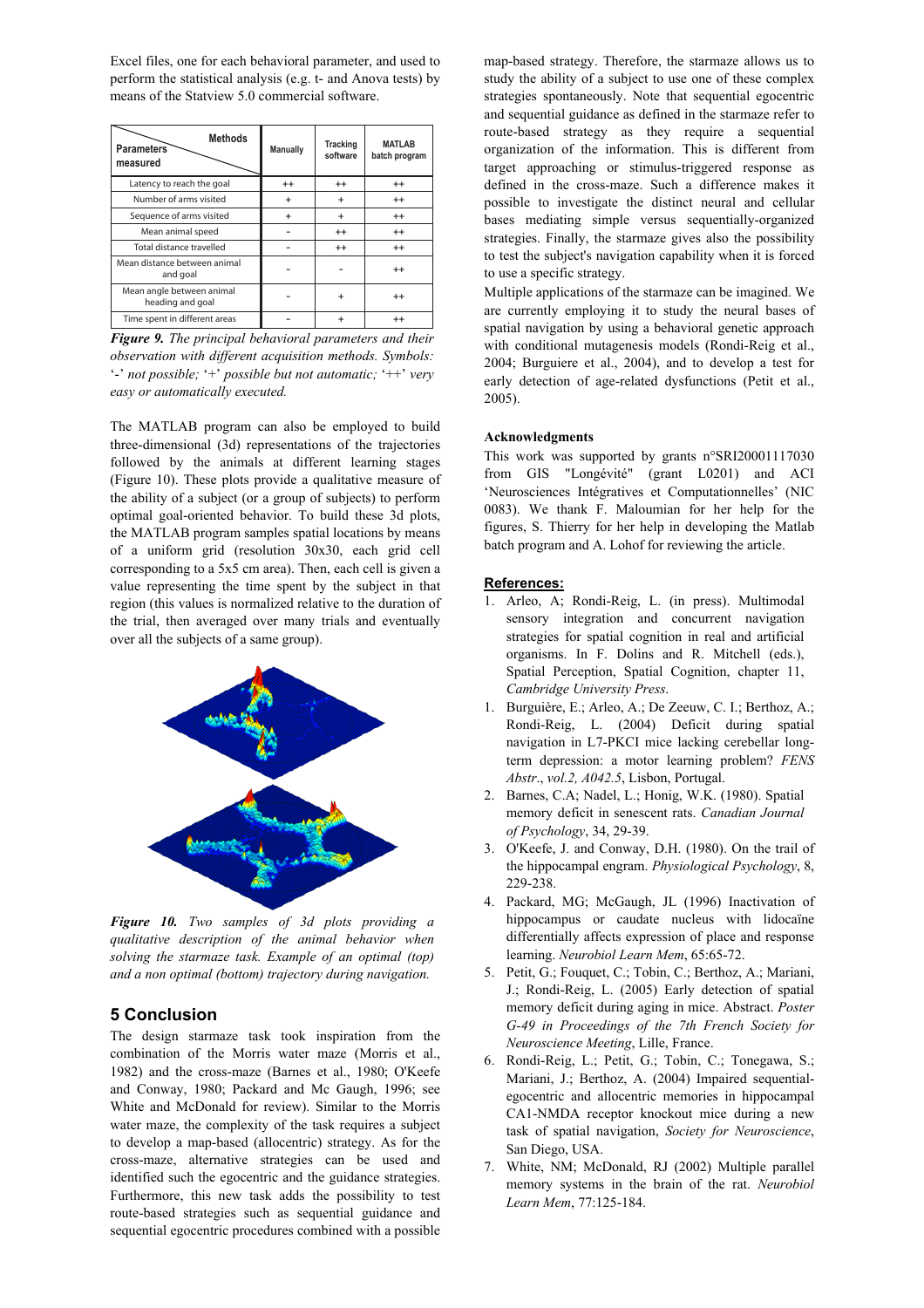Excel files, one for each behavioral parameter, and used to perform the statistical analysis (e.g. t- and Anova tests) by means of the Statview 5.0 commercial software.

| Parameters measured \ Methods | Manually | Tracking software | MATLAB batch program |
|---|---|---|---|
| Latency to reach the goal | ++ | ++ | ++ |
| Number of arms visited | + | + | ++ |
| Sequence of arms visited | + | + | ++ |
| Mean animal speed | - | ++ | ++ |
| Total distance travelled | - | ++ | ++ |
| Mean distance between animal and goal | - | - | ++ |
| Mean angle between animal heading and goal | - | + | ++ |
| Time spent in different areas | - | + | ++ |

***Figure 9.*** *The principal behavioral parameters and their observation with different acquisition methods. Symbols: '-' not possible; '+' possible but not automatic; '++' very easy or automatically executed.*

The MATLAB program can also be employed to build three-dimensional (3d) representations of the trajectories followed by the animals at different learning stages (Figure 10). These plots provide a qualitative measure of the ability of a subject (or a group of subjects) to perform optimal goal-oriented behavior. To build these 3d plots, the MATLAB program samples spatial locations by means of a uniform grid (resolution 30x30, each grid cell corresponding to a 5x5 cm area). Then, each cell is given a value representing the time spent by the subject in that region (this values is normalized relative to the duration of the trial, then averaged over many trials and eventually over all the subjects of a same group).

***Figure 10.*** *Two samples of 3d plots providing a qualitative description of the animal behavior when solving the starmaze task. Example of an optimal (top) and a non optimal (bottom) trajectory during navigation.*

## 5 Conclusion

The design starmaze task took inspiration from the combination of the Morris water maze (Morris et al., 1982) and the cross-maze (Barnes et al., 1980; O'Keefe and Conway, 1980; Packard and Mc Gaugh, 1996; see White and McDonald for review). Similar to the Morris water maze, the complexity of the task requires a subject to develop a map-based (allocentric) strategy. As for the cross-maze, alternative strategies can be used and identified such the egocentric and the guidance strategies. Furthermore, this new task adds the possibility to test route-based strategies such as sequential guidance and sequential egocentric procedures combined with a possible map-based strategy. Therefore, the starmaze allows us to study the ability of a subject to use one of these complex strategies spontaneously. Note that sequential egocentric and sequential guidance as defined in the starmaze refer to route-based strategy as they require a sequential organization of the information. This is different from target approaching or stimulus-triggered response as defined in the cross-maze. Such a difference makes it possible to investigate the distinct neural and cellular bases mediating simple versus sequentially-organized strategies. Finally, the starmaze gives also the possibility to test the subject's navigation capability when it is forced to use a specific strategy.

Multiple applications of the starmaze can be imagined. We are currently employing it to study the neural bases of spatial navigation by using a behavioral genetic approach with conditional mutagenesis models (Rondi-Reig et al., 2004; Burguiere et al., 2004), and to develop a test for early detection of age-related dysfunctions (Petit et al., 2005).

### Acknowledgments

This work was supported by grants n°SRI20001117030 from GIS "Longévité" (grant L0201) and ACI 'Neurosciences Intégratives et Computationnelles' (NIC 0083). We thank F. Maloumian for her help for the figures, S. Thierry for her help in developing the Matlab batch program and A. Lohof for reviewing the article.

### References:

1. Arleo, A; Rondi-Reig, L. (in press). Multimodal sensory integration and concurrent navigation strategies for spatial cognition in real and artificial organisms. In F. Dolins and R. Mitchell (eds.), Spatial Perception, Spatial Cognition, chapter 11, *Cambridge University Press*.
1. Burguière, E.; Arleo, A.; De Zeeuw, C. I.; Berthoz, A.; Rondi-Reig, L. (2004) Deficit during spatial navigation in L7-PKCI mice lacking cerebellar long-term depression: a motor learning problem? *FENS Abstr*., *vol.2, A042.5*, Lisbon, Portugal.
2. Barnes, C.A; Nadel, L.; Honig, W.K. (1980). Spatial memory deficit in senescent rats. *Canadian Journal of Psychology*, 34, 29-39.
3. O'Keefe, J. and Conway, D.H. (1980). On the trail of the hippocampal engram. *Physiological Psychology*, 8, 229-238.
4. Packard, MG; McGaugh, JL (1996) Inactivation of hippocampus or caudate nucleus with lidocaïne differentially affects expression of place and response learning. *Neurobiol Learn Mem*, 65:65-72.
5. Petit, G.; Fouquet, C.; Tobin, C.; Berthoz, A.; Mariani, J.; Rondi-Reig, L. (2005) Early detection of spatial memory deficit during aging in mice. Abstract. *Poster G-49 in Proceedings of the 7th French Society for Neuroscience Meeting*, Lille, France.
6. Rondi-Reig, L.; Petit, G.; Tobin, C.; Tonegawa, S.; Mariani, J.; Berthoz, A. (2004) Impaired sequential-egocentric and allocentric memories in hippocampal CA1-NMDA receptor knockout mice during a new task of spatial navigation, *Society for Neuroscience*, San Diego, USA.
7. White, NM; McDonald, RJ (2002) Multiple parallel memory systems in the brain of the rat. *Neurobiol Learn Mem*, 77:125-184.